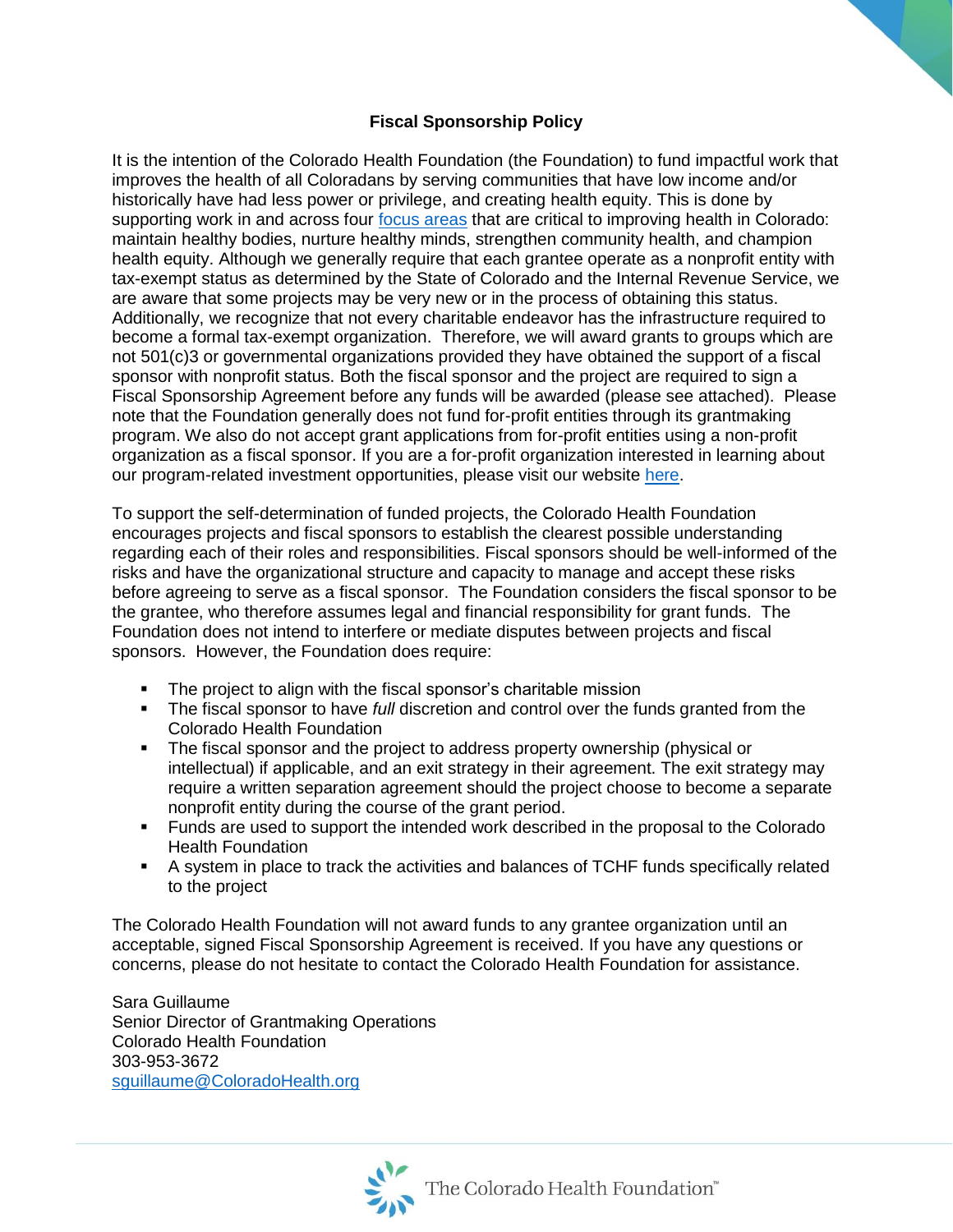# Fiscal Sponsorship Policy

It is the intention of the Colorado Health Foundation (the Foundation) to fund impactful work that improves the health of all Coloradans by serving communities that have low income and/or historically have had less power or privilege, and creating health equity. This is done by supporting work in and across four focus areas that are critical to improving health in Colorado: maintain healthy bodies, nurture healthy minds, strengthen community health, and champion health equity. Although we generally require that each grantee operate as a nonprofit entity with tax-exempt status as determined by the State of Colorado and the Internal Revenue Service, we are aware that some projects may be very new or in the process of obtaining this status. Additionally, we recognize that not every charitable endeavor has the infrastructure required to become a formal tax-exempt organization. Therefore, we will award grants to groups which are not 501(c)3 or governmental organizations provided they have obtained the support of a fiscal sponsor with nonprofit status. Both the fiscal sponsor and the project are required to sign a Fiscal Sponsorship Agreement before any funds will be awarded (please see attached). Please note that the Foundation generally does not fund for-profit entities through its grantmaking program. We also do not accept grant applications from for-profit entities using a non-profit organization as a fiscal sponsor. If you are a for-profit organization interested in learning about our program-related investment opportunities, please visit our website here.

To support the self-determination of funded projects, the Colorado Health Foundation encourages projects and fiscal sponsors to establish the clearest possible understanding regarding each of their roles and responsibilities. Fiscal sponsors should be well-informed of the risks and have the organizational structure and capacity to manage and accept these risks before agreeing to serve as a fiscal sponsor. The Foundation considers the fiscal sponsor to be the grantee, who therefore assumes legal and financial responsibility for grant funds. The Foundation does not intend to interfere or mediate disputes between projects and fiscal sponsors. However, the Foundation does require:

- The project to align with the fiscal sponsor's charitable mission
- The fiscal sponsor to have *full* discretion and control over the funds granted from the Colorado Health Foundation
- The fiscal sponsor and the project to address property ownership (physical or intellectual) if applicable, and an exit strategy in their agreement. The exit strategy may require a written separation agreement should the project choose to become a separate nonprofit entity during the course of the grant period.
- Funds are used to support the intended work described in the proposal to the Colorado Health Foundation
- A system in place to track the activities and balances of TCHF funds specifically related to the project

The Colorado Health Foundation will not award funds to any grantee organization until an acceptable, signed Fiscal Sponsorship Agreement is received. If you have any questions or concerns, please do not hesitate to contact the Colorado Health Foundation for assistance.

Sara Guillaume
Senior Director of Grantmaking Operations
Colorado Health Foundation
303-953-3672
sguillaume@ColoradoHealth.org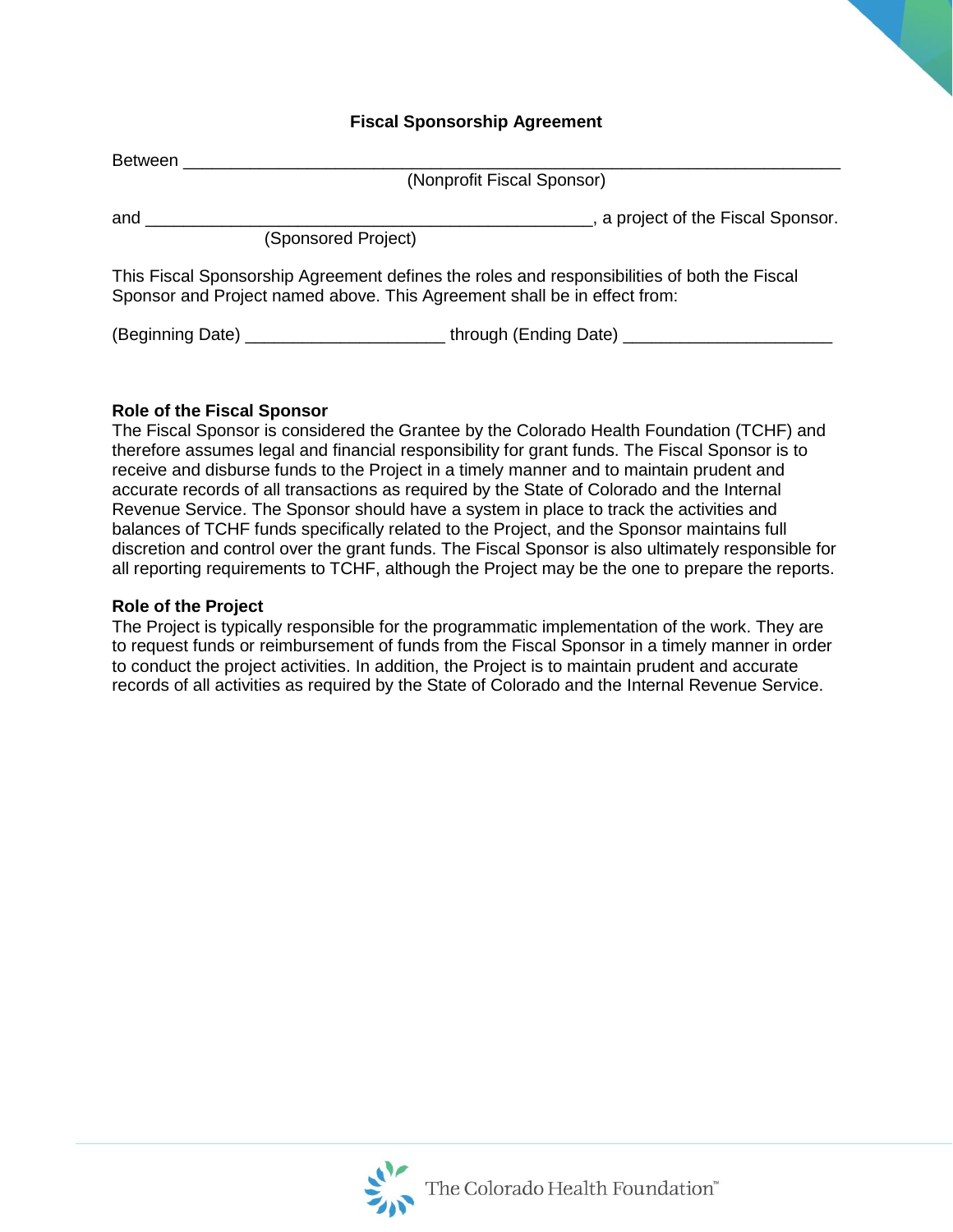**Fiscal Sponsorship Agreement**

Between ______________________________________________________________________
(Nonprofit Fiscal Sponsor)

and _______________________________________________, a project of the Fiscal Sponsor.
(Sponsored Project)

This Fiscal Sponsorship Agreement defines the roles and responsibilities of both the Fiscal Sponsor and Project named above. This Agreement shall be in effect from:

(Beginning Date) _____________________ through (Ending Date) ______________________

**Role of the Fiscal Sponsor**

The Fiscal Sponsor is considered the Grantee by the Colorado Health Foundation (TCHF) and therefore assumes legal and financial responsibility for grant funds. The Fiscal Sponsor is to receive and disburse funds to the Project in a timely manner and to maintain prudent and accurate records of all transactions as required by the State of Colorado and the Internal Revenue Service. The Sponsor should have a system in place to track the activities and balances of TCHF funds specifically related to the Project, and the Sponsor maintains full discretion and control over the grant funds. The Fiscal Sponsor is also ultimately responsible for all reporting requirements to TCHF, although the Project may be the one to prepare the reports.

**Role of the Project**

The Project is typically responsible for the programmatic implementation of the work. They are to request funds or reimbursement of funds from the Fiscal Sponsor in a timely manner in order to conduct the project activities. In addition, the Project is to maintain prudent and accurate records of all activities as required by the State of Colorado and the Internal Revenue Service.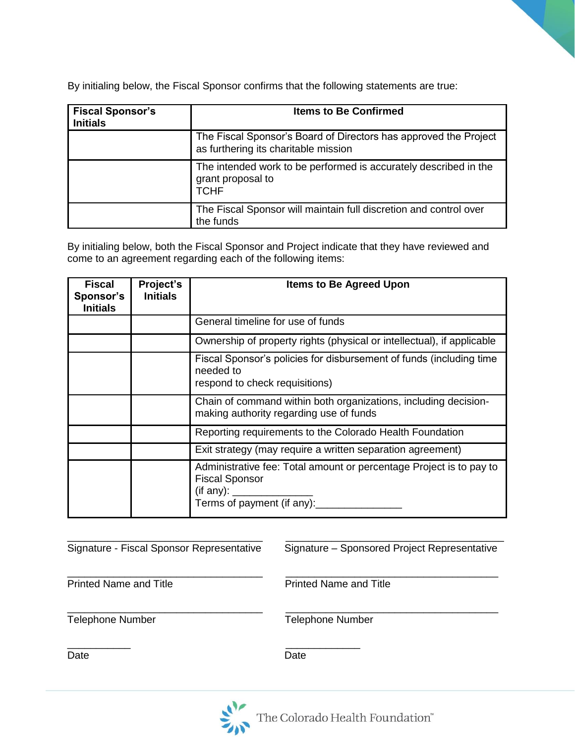By initialing below, the Fiscal Sponsor confirms that the following statements are true:

| Fiscal Sponsor's Initials | Items to Be Confirmed |
|---|---|
| | The Fiscal Sponsor's Board of Directors has approved the Project as furthering its charitable mission |
| | The intended work to be performed is accurately described in the grant proposal to TCHF |
| | The Fiscal Sponsor will maintain full discretion and control over the funds |

By initialing below, both the Fiscal Sponsor and Project indicate that they have reviewed and come to an agreement regarding each of the following items:

| Fiscal Sponsor's Initials | Project's Initials | Items to Be Agreed Upon |
|---|---|---|
| | | General timeline for use of funds |
| | | Ownership of property rights (physical or intellectual), if applicable |
| | | Fiscal Sponsor's policies for disbursement of funds (including time needed to respond to check requisitions) |
| | | Chain of command within both organizations, including decision-making authority regarding use of funds |
| | | Reporting requirements to the Colorado Health Foundation |
| | | Exit strategy (may require a written separation agreement) |
| | | Administrative fee: Total amount or percentage Project is to pay to Fiscal Sponsor (if any): ______________ Terms of payment (if any):_______________ |

| | |
|---|---|
| ____________________________________ | ________________________________________ |
| Signature - Fiscal Sponsor Representative | Signature – Sponsored Project Representative |
| ____________________________________ | _______________________________________ |
| Printed Name and Title | Printed Name and Title |
| ____________________________________ | _______________________________________ |
| Telephone Number | Telephone Number |
| ___________ | _____________ |
| Date | Date |

The Colorado Health Foundation™